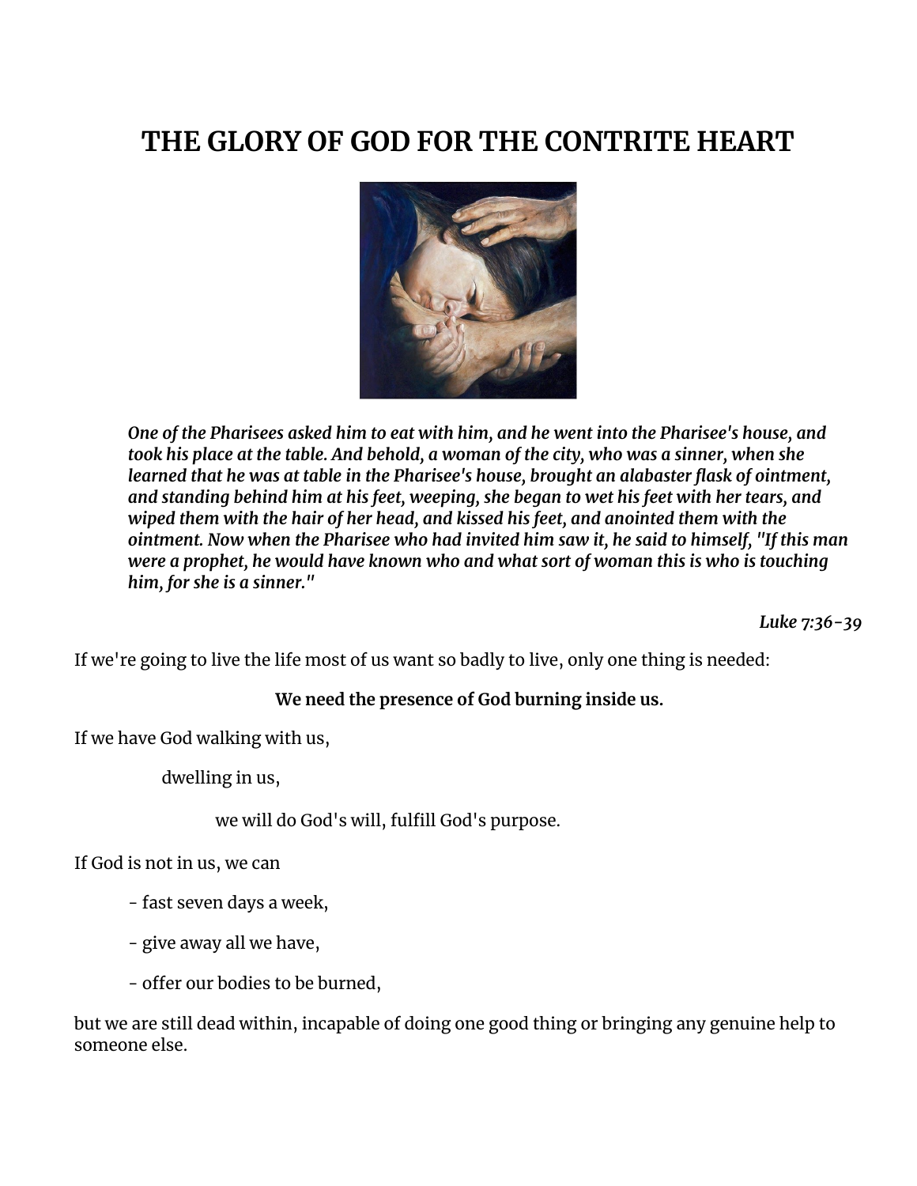# THE GLORY OF GOD FOR THE CONTRITE HEART

> ***One of the Pharisees asked him to eat with him, and he went into the Pharisee's house, and took his place at the table. And behold, a woman of the city, who was a sinner, when she learned that he was at table in the Pharisee's house, brought an alabaster flask of ointment, and standing behind him at his feet, weeping, she began to wet his feet with her tears, and wiped them with the hair of her head, and kissed his feet, and anointed them with the ointment. Now when the Pharisee who had invited him saw it, he said to himself, "If this man were a prophet, he would have known who and what sort of woman this is who is touching him, for she is a sinner."***
>
> *Luke 7:36-39*

If we're going to live the life most of us want so badly to live, only one thing is needed:

**We need the presence of God burning inside us.**

If we have God walking with us,

dwelling in us,

we will do God's will, fulfill God's purpose.

If God is not in us, we can

- fast seven days a week,
- give away all we have,
- offer our bodies to be burned,

but we are still dead within, incapable of doing one good thing or bringing any genuine help to someone else.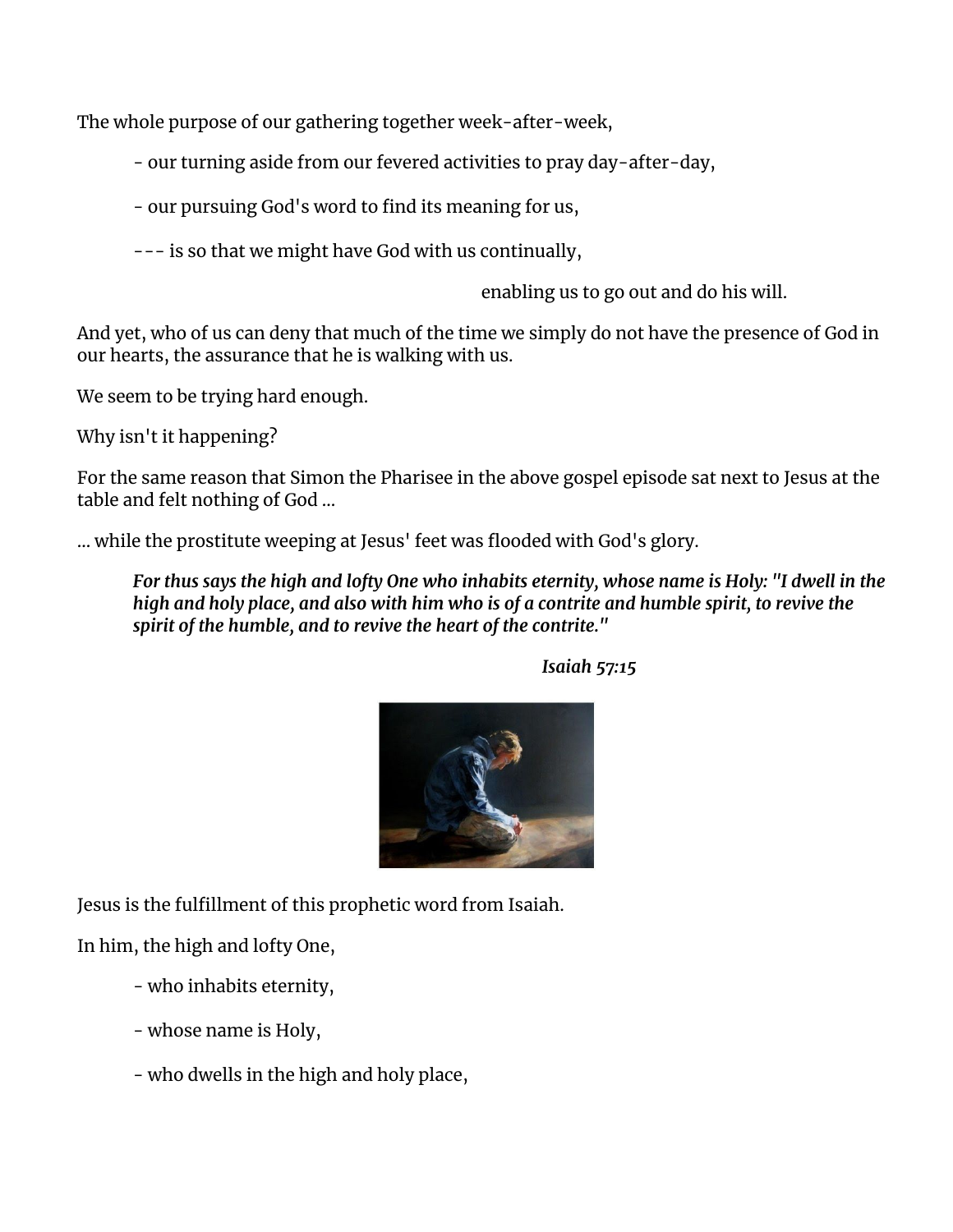The whole purpose of our gathering together week-after-week,

- our turning aside from our fevered activities to pray day-after-day,

- our pursuing God's word to find its meaning for us,

--- is so that we might have God with us continually,

enabling us to go out and do his will.

And yet, who of us can deny that much of the time we simply do not have the presence of God in our hearts, the assurance that he is walking with us.

We seem to be trying hard enough.

Why isn't it happening?

For the same reason that Simon the Pharisee in the above gospel episode sat next to Jesus at the table and felt nothing of God ...

... while the prostitute weeping at Jesus' feet was flooded with God's glory.

> ***For thus says the high and lofty One who inhabits eternity, whose name is Holy: "I dwell in the high and holy place, and also with him who is of a contrite and humble spirit, to revive the spirit of the humble, and to revive the heart of the contrite."***
>
> ***Isaiah 57:15***

Jesus is the fulfillment of this prophetic word from Isaiah.

In him, the high and lofty One,

- who inhabits eternity,

- whose name is Holy,

- who dwells in the high and holy place,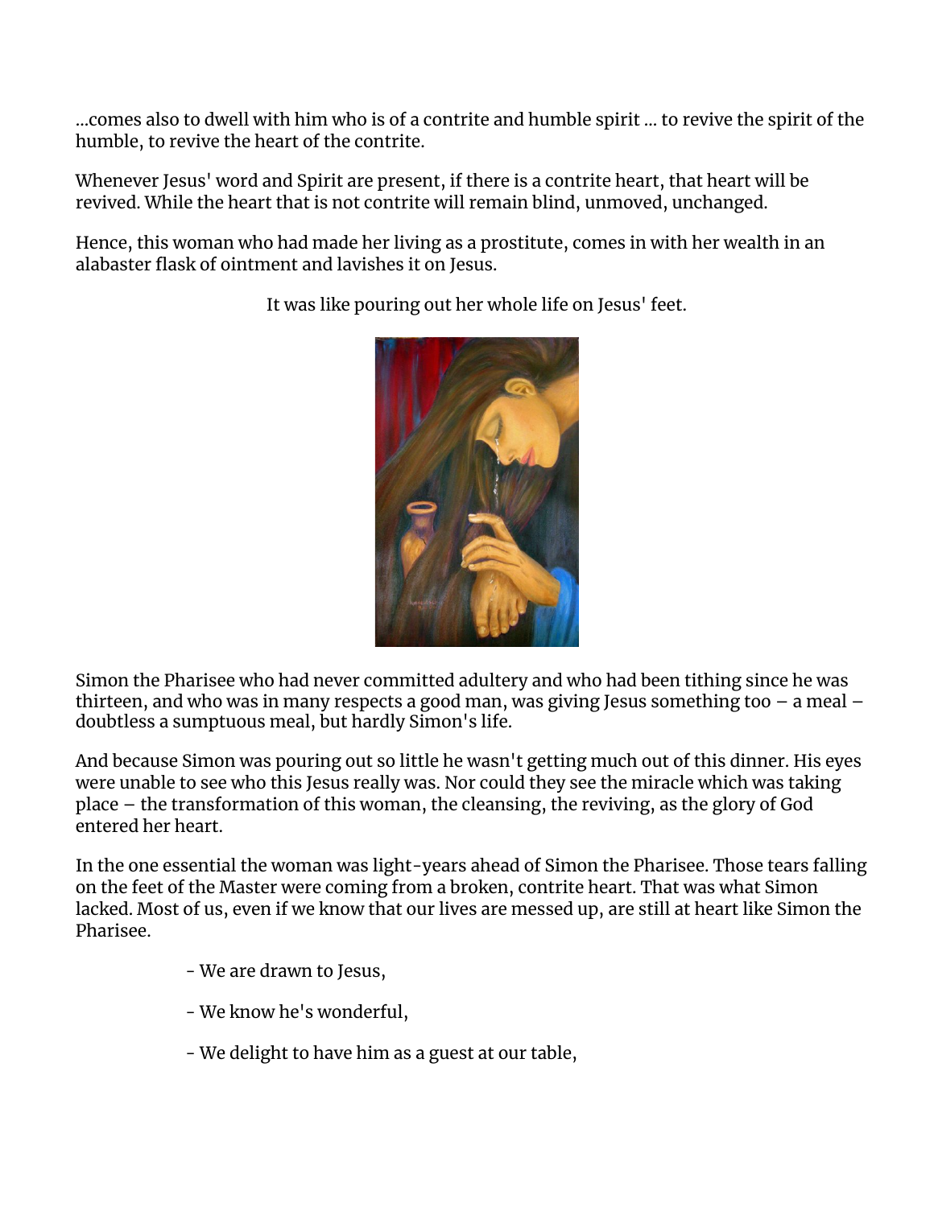...comes also to dwell with him who is of a contrite and humble spirit ... to revive the spirit of the humble, to revive the heart of the contrite.

Whenever Jesus' word and Spirit are present, if there is a contrite heart, that heart will be revived. While the heart that is not contrite will remain blind, unmoved, unchanged.

Hence, this woman who had made her living as a prostitute, comes in with her wealth in an alabaster flask of ointment and lavishes it on Jesus.

It was like pouring out her whole life on Jesus' feet.

Simon the Pharisee who had never committed adultery and who had been tithing since he was thirteen, and who was in many respects a good man, was giving Jesus something too – a meal – doubtless a sumptuous meal, but hardly Simon's life.

And because Simon was pouring out so little he wasn't getting much out of this dinner. His eyes were unable to see who this Jesus really was. Nor could they see the miracle which was taking place – the transformation of this woman, the cleansing, the reviving, as the glory of God entered her heart.

In the one essential the woman was light-years ahead of Simon the Pharisee. Those tears falling on the feet of the Master were coming from a broken, contrite heart. That was what Simon lacked. Most of us, even if we know that our lives are messed up, are still at heart like Simon the Pharisee.

- We are drawn to Jesus,
- We know he's wonderful,
- We delight to have him as a guest at our table,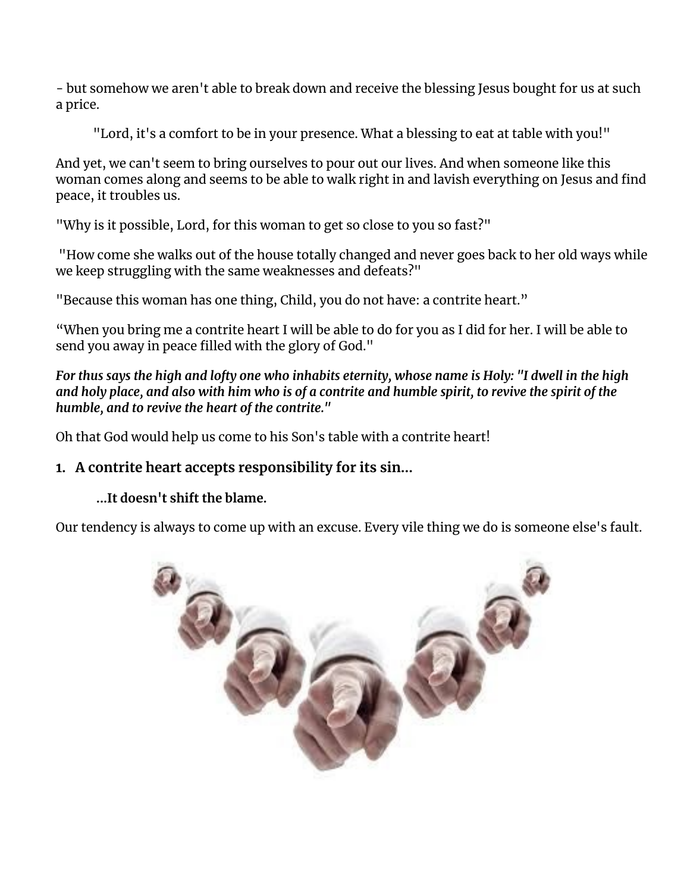- but somehow we aren't able to break down and receive the blessing Jesus bought for us at such a price.

"Lord, it's a comfort to be in your presence. What a blessing to eat at table with you!"

And yet, we can't seem to bring ourselves to pour out our lives. And when someone like this woman comes along and seems to be able to walk right in and lavish everything on Jesus and find peace, it troubles us.

"Why is it possible, Lord, for this woman to get so close to you so fast?"

"How come she walks out of the house totally changed and never goes back to her old ways while we keep struggling with the same weaknesses and defeats?"

"Because this woman has one thing, Child, you do not have: a contrite heart."

"When you bring me a contrite heart I will be able to do for you as I did for her. I will be able to send you away in peace filled with the glory of God."

***For thus says the high and lofty one who inhabits eternity, whose name is Holy: "I dwell in the high and holy place, and also with him who is of a contrite and humble spirit, to revive the spirit of the humble, and to revive the heart of the contrite."***

Oh that God would help us come to his Son's table with a contrite heart!

### 1. A contrite heart accepts responsibility for its sin...

**...It doesn't shift the blame.**

Our tendency is always to come up with an excuse. Every vile thing we do is someone else's fault.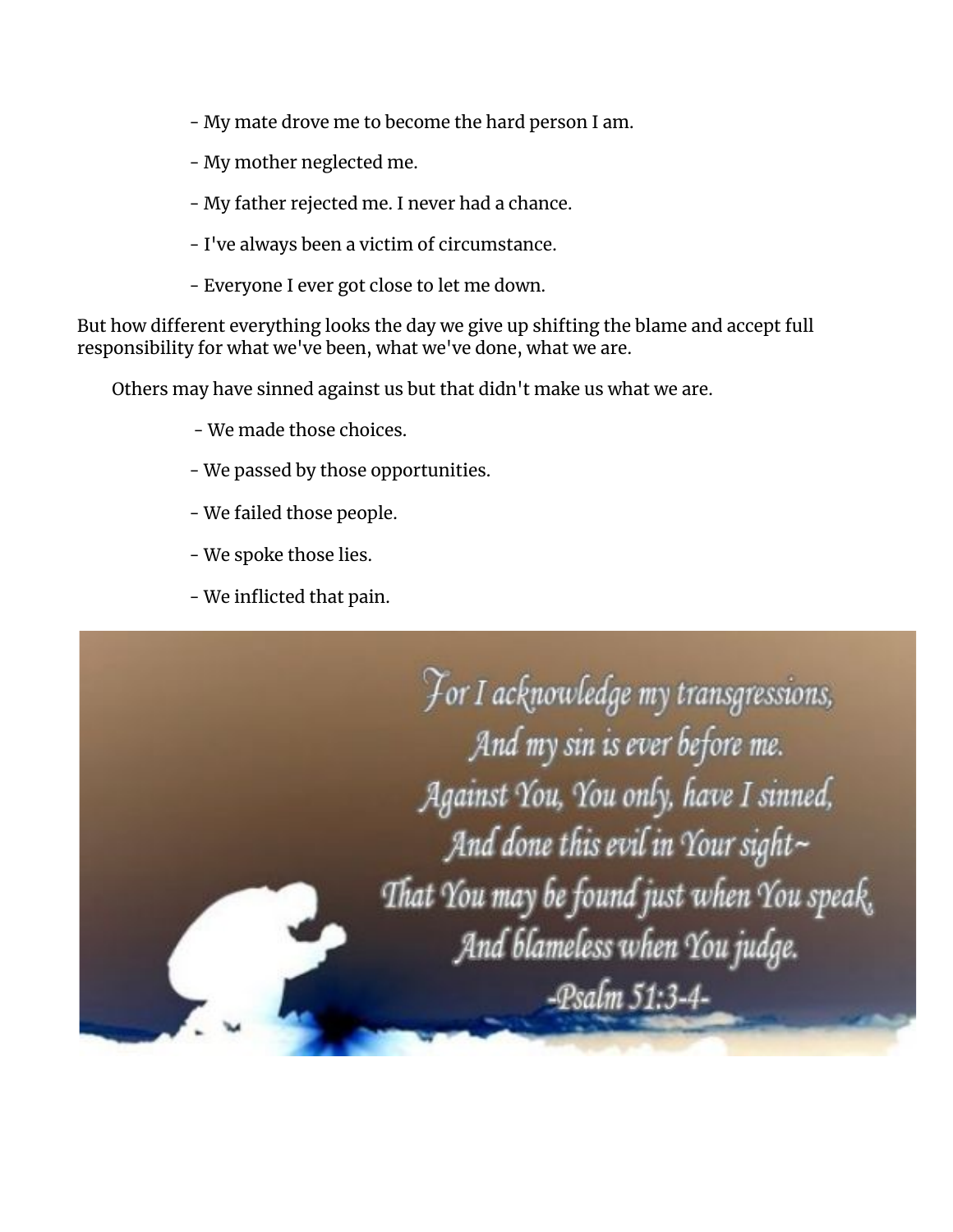- My mate drove me to become the hard person I am.
- My mother neglected me.
- My father rejected me. I never had a chance.
- I've always been a victim of circumstance.
- Everyone I ever got close to let me down.

But how different everything looks the day we give up shifting the blame and accept full responsibility for what we've been, what we've done, what we are.

Others may have sinned against us but that didn't make us what we are.

- We made those choices.
- We passed by those opportunities.
- We failed those people.
- We spoke those lies.
- We inflicted that pain.

*For I acknowledge my transgressions,*
*And my sin is ever before me.*
*Against You, You only, have I sinned,*
*And done this evil in Your sight~*
*That You may be found just when You speak,*
*And blameless when You judge.*
*-Psalm 51:3-4-*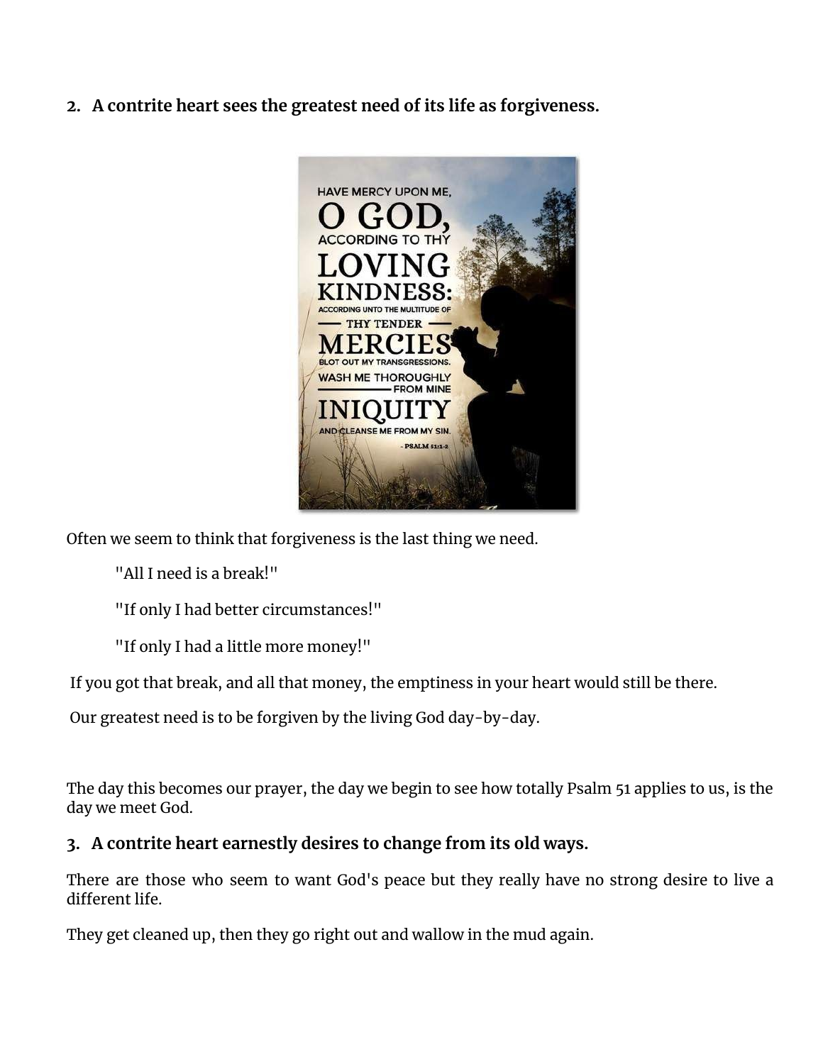### 2. A contrite heart sees the greatest need of its life as forgiveness.

Often we seem to think that forgiveness is the last thing we need.

> "All I need is a break!"
>
> "If only I had better circumstances!"
>
> "If only I had a little more money!"

If you got that break, and all that money, the emptiness in your heart would still be there.

Our greatest need is to be forgiven by the living God day-by-day.

The day this becomes our prayer, the day we begin to see how totally Psalm 51 applies to us, is the day we meet God.

### 3. A contrite heart earnestly desires to change from its old ways.

There are those who seem to want God's peace but they really have no strong desire to live a different life.

They get cleaned up, then they go right out and wallow in the mud again.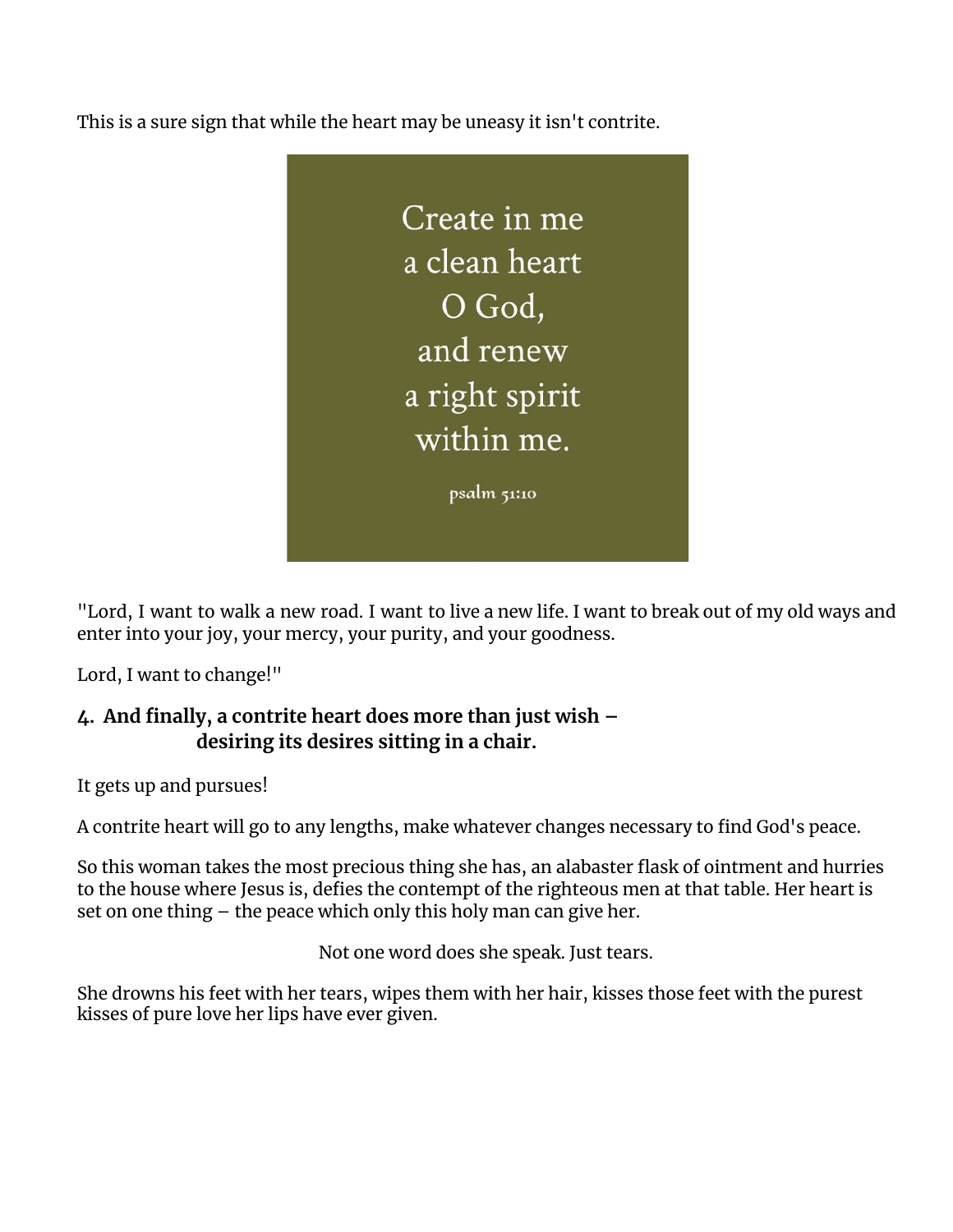This is a sure sign that while the heart may be uneasy it isn't contrite.

Create in me
a clean heart
O God,
and renew
a right spirit
within me.

psalm 51:10

"Lord, I want to walk a new road. I want to live a new life. I want to break out of my old ways and enter into your joy, your mercy, your purity, and your goodness.

Lord, I want to change!"

### 4. And finally, a contrite heart does more than just wish – desiring its desires sitting in a chair.

It gets up and pursues!

A contrite heart will go to any lengths, make whatever changes necessary to find God's peace.

So this woman takes the most precious thing she has, an alabaster flask of ointment and hurries to the house where Jesus is, defies the contempt of the righteous men at that table. Her heart is set on one thing – the peace which only this holy man can give her.

Not one word does she speak. Just tears.

She drowns his feet with her tears, wipes them with her hair, kisses those feet with the purest kisses of pure love her lips have ever given.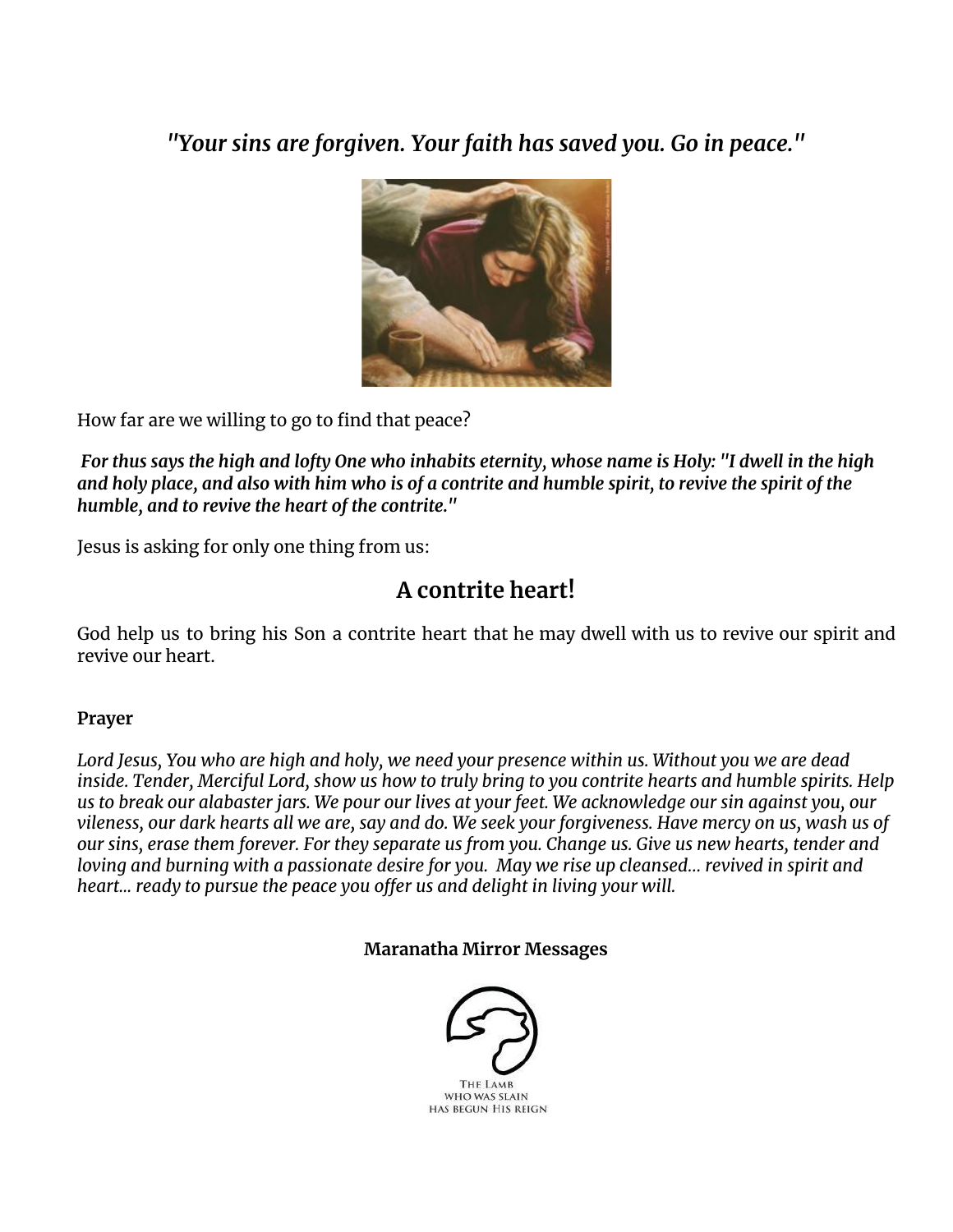*"Your sins are forgiven. Your faith has saved you. Go in peace."*

How far are we willing to go to find that peace?

***For thus says the high and lofty One who inhabits eternity, whose name is Holy: "I dwell in the high and holy place, and also with him who is of a contrite and humble spirit, to revive the spirit of the humble, and to revive the heart of the contrite."***

Jesus is asking for only one thing from us:

## A contrite heart!

God help us to bring his Son a contrite heart that he may dwell with us to revive our spirit and revive our heart.

**Prayer**

*Lord Jesus, You who are high and holy, we need your presence within us. Without you we are dead inside. Tender, Merciful Lord, show us how to truly bring to you contrite hearts and humble spirits. Help us to break our alabaster jars. We pour our lives at your feet. We acknowledge our sin against you, our vileness, our dark hearts all we are, say and do. We seek your forgiveness. Have mercy on us, wash us of our sins, erase them forever. For they separate us from you. Change us. Give us new hearts, tender and loving and burning with a passionate desire for you. May we rise up cleansed... revived in spirit and heart... ready to pursue the peace you offer us and delight in living your will.*

**Maranatha Mirror Messages**

THE LAMB
WHO WAS SLAIN
HAS BEGUN HIS REIGN